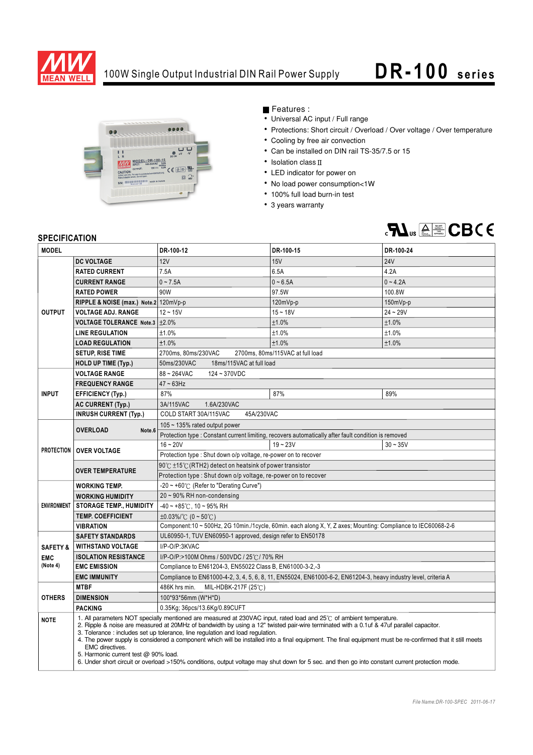# 100W Single Output Industrial DIN Rail Power Supply — DR-100 series

## Features :

- Universal AC input / Full range
- Protections: Short circuit / Overload / Over voltage / Over temperature
- Cooling by free air convection
- Can be installed on DIN rail TS-35/7.5 or 15
- Isolation class II
- LED indicator for power on
- No load power consumption<1W
- 100% full load burn-in test
- 3 years warranty

## SPECIFICATION

| MODEL | | DR-100-12 | DR-100-15 | DR-100-24 |
|---|---|---|---|---|
| OUTPUT | DC VOLTAGE | 12V | 15V | 24V |
| | RATED CURRENT | 7.5A | 6.5A | 4.2A |
| | CURRENT RANGE | 0 ~ 7.5A | 0 ~ 6.5A | 0 ~ 4.2A |
| | RATED POWER | 90W | 97.5W | 100.8W |
| | RIPPLE & NOISE (max.) Note.2 | 120mVp-p | 120mVp-p | 150mVp-p |
| | VOLTAGE ADJ. RANGE | 12 ~ 15V | 15 ~ 18V | 24 ~ 29V |
| | VOLTAGE TOLERANCE Note.3 | ±2.0% | ±1.0% | ±1.0% |
| | LINE REGULATION | ±1.0% | ±1.0% | ±1.0% |
| | LOAD REGULATION | ±1.0% | ±1.0% | ±1.0% |
| | SETUP, RISE TIME | 2700ms, 80ms/230VAC 2700ms, 80ms/115VAC at full load | | |
| | HOLD UP TIME (Typ.) | 50ms/230VAC 18ms/115VAC at full load | | |
| INPUT | VOLTAGE RANGE | 88 ~ 264VAC 124 ~ 370VDC | | |
| | FREQUENCY RANGE | 47 ~ 63Hz | | |
| | EFFICIENCY (Typ.) | 87% | 87% | 89% |
| | AC CURRENT (Typ.) | 3A/115VAC 1.6A/230VAC | | |
| | INRUSH CURRENT (Typ.) | COLD START 30A/115VAC 45A/230VAC | | |
| PROTECTION | OVERLOAD Note.6 | 105 ~ 135% rated output power | | |
| | | Protection type : Constant current limiting, recovers automatically after fault condition is removed | | |
| | OVER VOLTAGE | 16 ~ 20V | 19 ~ 23V | 30 ~ 35V |
| | | Protection type : Shut down o/p voltage, re-power on to recover | | |
| | OVER TEMPERATURE | 90℃ ±15℃ (RTH2) detect on heatsink of power transistor | | |
| | | Protection type : Shut down o/p voltage, re-power on to recover | | |
| ENVIRONMENT | WORKING TEMP. | -20 ~ +60℃ (Refer to "Derating Curve") | | |
| | WORKING HUMIDITY | 20 ~ 90% RH non-condensing | | |
| | STORAGE TEMP., HUMIDITY | -40 ~ +85℃, 10 ~ 95% RH | | |
| | TEMP. COEFFICIENT | ±0.03%/℃ (0 ~ 50℃) | | |
| | VIBRATION | Component:10 ~ 500Hz, 2G 10min./1cycle, 60min. each along X, Y, Z axes; Mounting: Compliance to IEC60068-2-6 | | |
| SAFETY & EMC (Note 4) | SAFETY STANDARDS | UL60950-1, TUV EN60950-1 approved, design refer to EN50178 | | |
| | WITHSTAND VOLTAGE | I/P-O/P:3KVAC | | |
| | ISOLATION RESISTANCE | I/P-O/P:>100M Ohms / 500VDC / 25℃ / 70% RH | | |
| | EMC EMISSION | Compliance to EN61204-3, EN55022 Class B, EN61000-3-2,-3 | | |
| | EMC IMMUNITY | Compliance to EN61000-4-2, 3, 4, 5, 6, 8, 11, EN55024, EN61000-6-2, EN61204-3, heavy industry level, criteria A | | |
| OTHERS | MTBF | 486K hrs min. MIL-HDBK-217F (25℃) | | |
| | DIMENSION | 100*93*56mm (W*H*D) | | |
| | PACKING | 0.35Kg; 36pcs/13.6Kg/0.89CUFT | | |

**NOTE**

1. All parameters NOT specially mentioned are measured at 230VAC input, rated load and 25℃ of ambient temperature.
2. Ripple & noise are measured at 20MHz of bandwidth by using a 12" twisted pair-wire terminated with a 0.1uf & 47uf parallel capacitor.
3. Tolerance : includes set up tolerance, line regulation and load regulation.
4. The power supply is considered a component which will be installed into a final equipment. The final equipment must be re-confirmed that it still meets EMC directives.
5. Harmonic current test @ 90% load.
6. Under short circuit or overload >150% conditions, output voltage may shut down for 5 sec. and then go into constant current protection mode.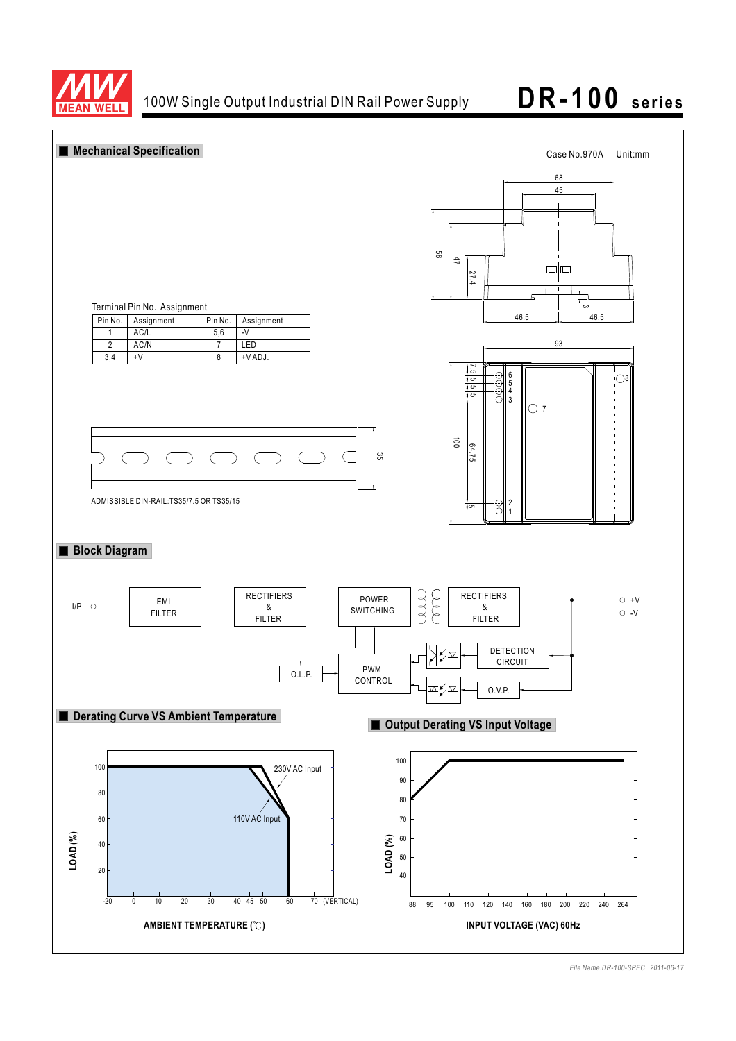## Mechanical Specification

Case No.970A Unit:mm

68
45
56
47
27.4
3
46.5
46.5

93
7.5
5
5
5
100
64.75
5
6
5
4
3
7
8
2
1

Terminal Pin No. Assignment

| Pin No. | Assignment | Pin No. | Assignment |
|---|---|---|---|
| 1 | AC/L | 5,6 | -V |
| 2 | AC/N | 7 | LED |
| 3,4 | +V | 8 | +V ADJ. |

35

ADMISSIBLE DIN-RAIL:TS35/7.5 OR TS35/15

## Block Diagram

I/P
EMI FILTER
RECTIFIERS & FILTER
POWER SWITCHING
RECTIFIERS & FILTER
+V
-V
DETECTION CIRCUIT
O.L.P.
PWM CONTROL
O.V.P.

## Derating Curve VS Ambient Temperature

LOAD (%)
100
80
60
40
20
230V AC Input
110V AC Input
-20 0 10 20 30 40 45 50 60 70 (VERTICAL)
AMBIENT TEMPERATURE (℃)

## Output Derating VS Input Voltage

LOAD (%)
100
90
80
70
60
50
40
88 95 100 110 120 140 160 180 200 220 240 264
INPUT VOLTAGE (VAC) 60Hz